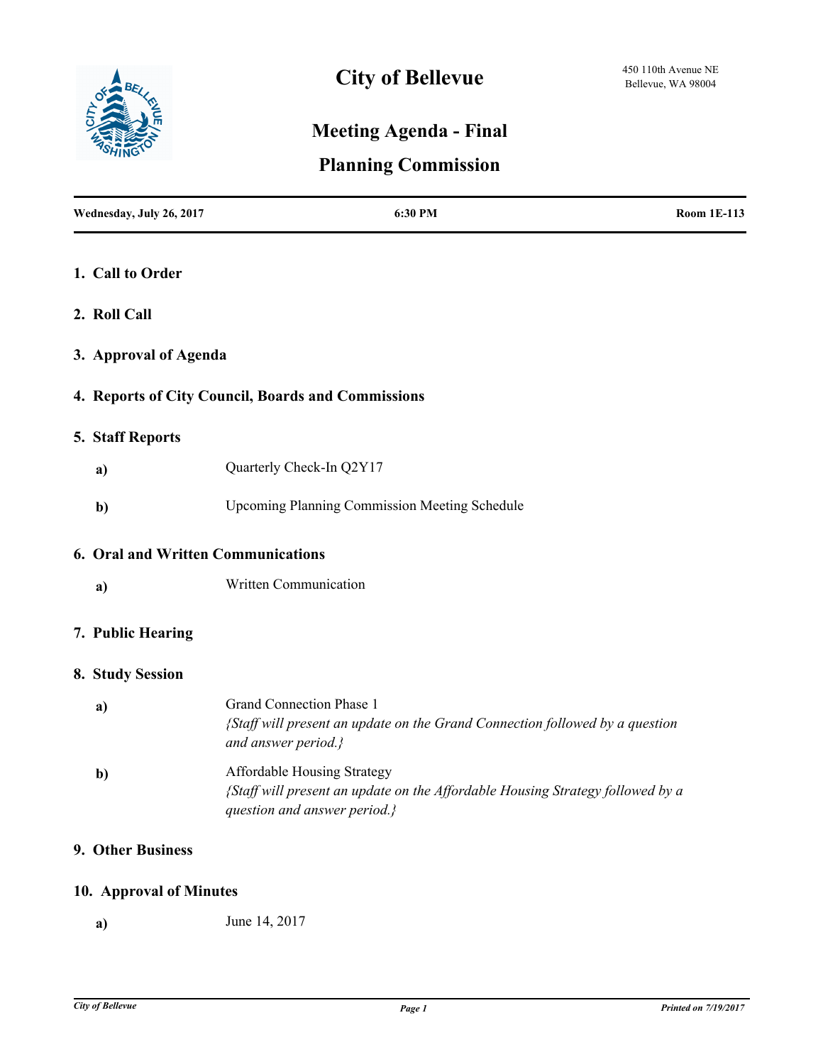# City of Bellevue

450 110th Avenue NE
Bellevue, WA 98004

## Meeting Agenda - Final

## Planning Commission

| Wednesday, July 26, 2017 | 6:30 PM | Room 1E-113 |
|---|---|---|

### 1. Call to Order

### 2. Roll Call

### 3. Approval of Agenda

### 4. Reports of City Council, Boards and Commissions

### 5. Staff Reports

**a)** Quarterly Check-In Q2Y17

**b)** Upcoming Planning Commission Meeting Schedule

### 6. Oral and Written Communications

**a)** Written Communication

### 7. Public Hearing

### 8. Study Session

**a)** Grand Connection Phase 1
*{Staff will present an update on the Grand Connection followed by a question and answer period.}*

**b)** Affordable Housing Strategy
*{Staff will present an update on the Affordable Housing Strategy followed by a question and answer period.}*

### 9. Other Business

### 10. Approval of Minutes

**a)** June 14, 2017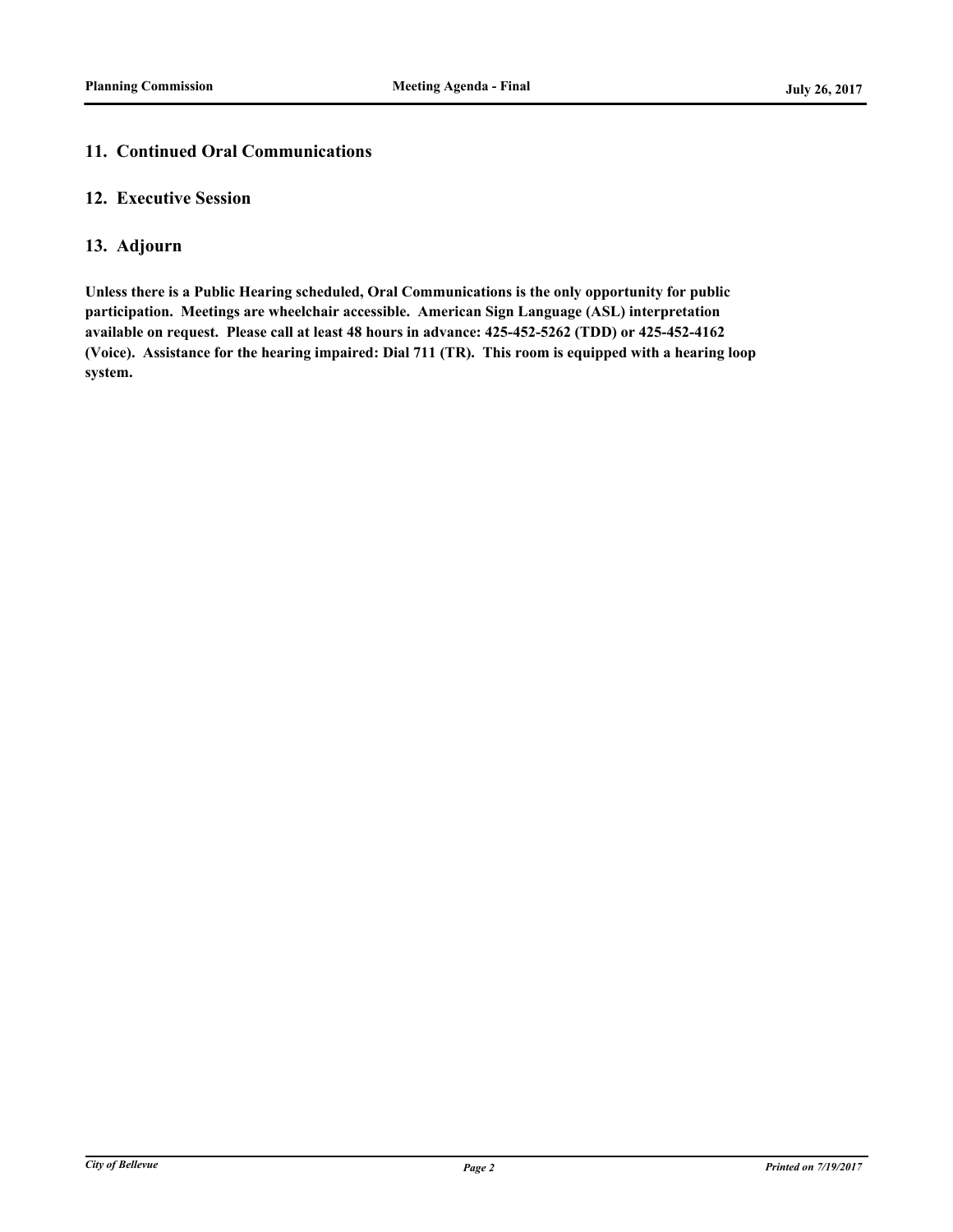## 11. Continued Oral Communications

## 12. Executive Session

## 13. Adjourn

**Unless there is a Public Hearing scheduled, Oral Communications is the only opportunity for public participation. Meetings are wheelchair accessible. American Sign Language (ASL) interpretation available on request. Please call at least 48 hours in advance: 425-452-5262 (TDD) or 425-452-4162 (Voice). Assistance for the hearing impaired: Dial 711 (TR). This room is equipped with a hearing loop system.**